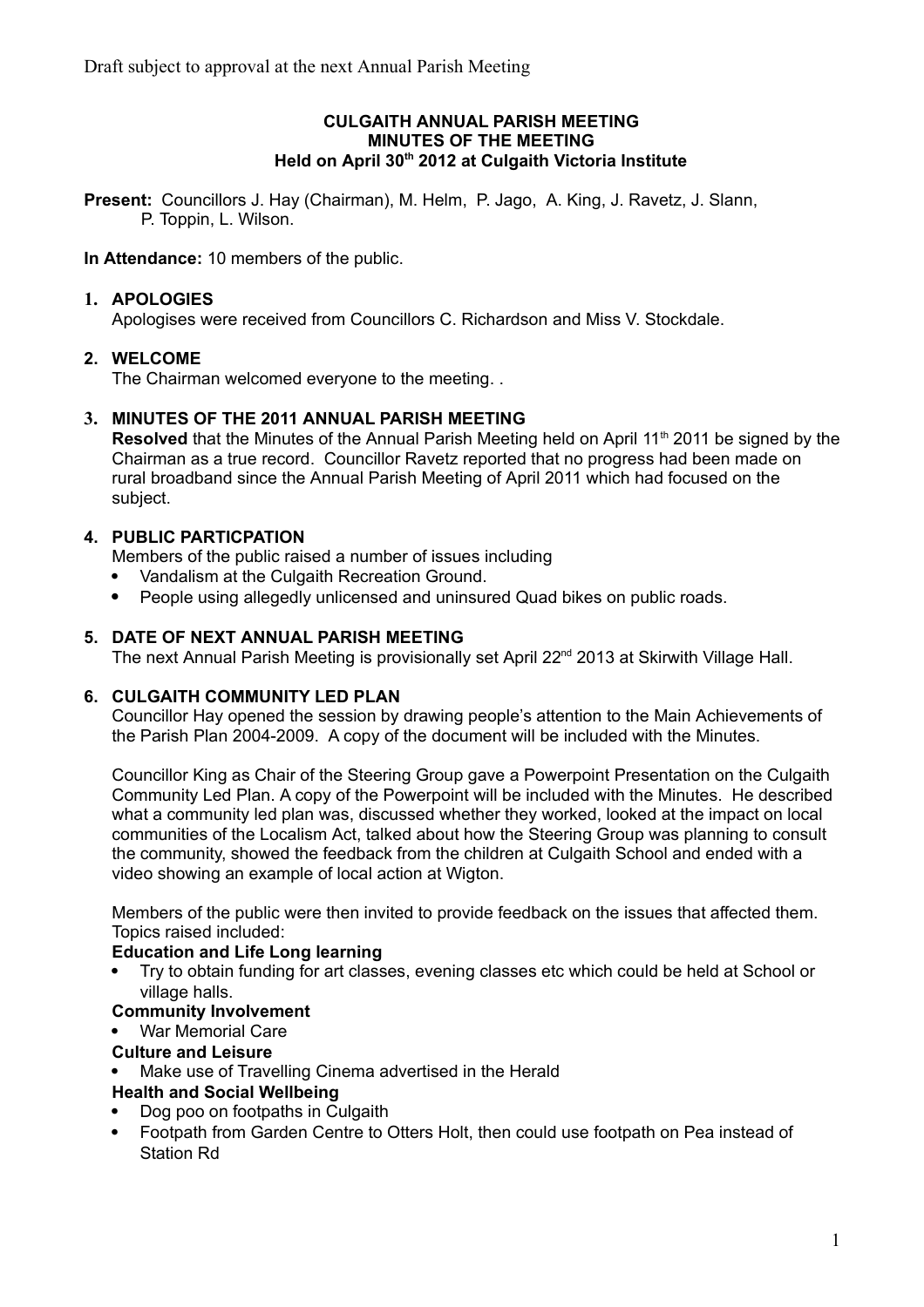Draft subject to approval at the next Annual Parish Meeting

# CULGAITH ANNUAL PARISH MEETING
## MINUTES OF THE MEETING
### Held on April 30th 2012 at Culgaith Victoria Institute

**Present:** Councillors J. Hay (Chairman), M. Helm, P. Jago, A. King, J. Ravetz, J. Slann, P. Toppin, L. Wilson.

**In Attendance:** 10 members of the public.

**1. APOLOGIES**

Apologises were received from Councillors C. Richardson and Miss V. Stockdale.

**2. WELCOME**

The Chairman welcomed everyone to the meeting. .

**3. MINUTES OF THE 2011 ANNUAL PARISH MEETING**

**Resolved** that the Minutes of the Annual Parish Meeting held on April 11th 2011 be signed by the Chairman as a true record. Councillor Ravetz reported that no progress had been made on rural broadband since the Annual Parish Meeting of April 2011 which had focused on the subject.

**4. PUBLIC PARTICPATION**

Members of the public raised a number of issues including

- Vandalism at the Culgaith Recreation Ground.
- People using allegedly unlicensed and uninsured Quad bikes on public roads.

**5. DATE OF NEXT ANNUAL PARISH MEETING**

The next Annual Parish Meeting is provisionally set April 22nd 2013 at Skirwith Village Hall.

**6. CULGAITH COMMUNITY LED PLAN**

Councillor Hay opened the session by drawing people's attention to the Main Achievements of the Parish Plan 2004-2009. A copy of the document will be included with the Minutes.

Councillor King as Chair of the Steering Group gave a Powerpoint Presentation on the Culgaith Community Led Plan. A copy of the Powerpoint will be included with the Minutes. He described what a community led plan was, discussed whether they worked, looked at the impact on local communities of the Localism Act, talked about how the Steering Group was planning to consult the community, showed the feedback from the children at Culgaith School and ended with a video showing an example of local action at Wigton.

Members of the public were then invited to provide feedback on the issues that affected them. Topics raised included:

**Education and Life Long learning**

- Try to obtain funding for art classes, evening classes etc which could be held at School or village halls.

**Community Involvement**

- War Memorial Care

**Culture and Leisure**

- Make use of Travelling Cinema advertised in the Herald

**Health and Social Wellbeing**

- Dog poo on footpaths in Culgaith
- Footpath from Garden Centre to Otters Holt, then could use footpath on Pea instead of Station Rd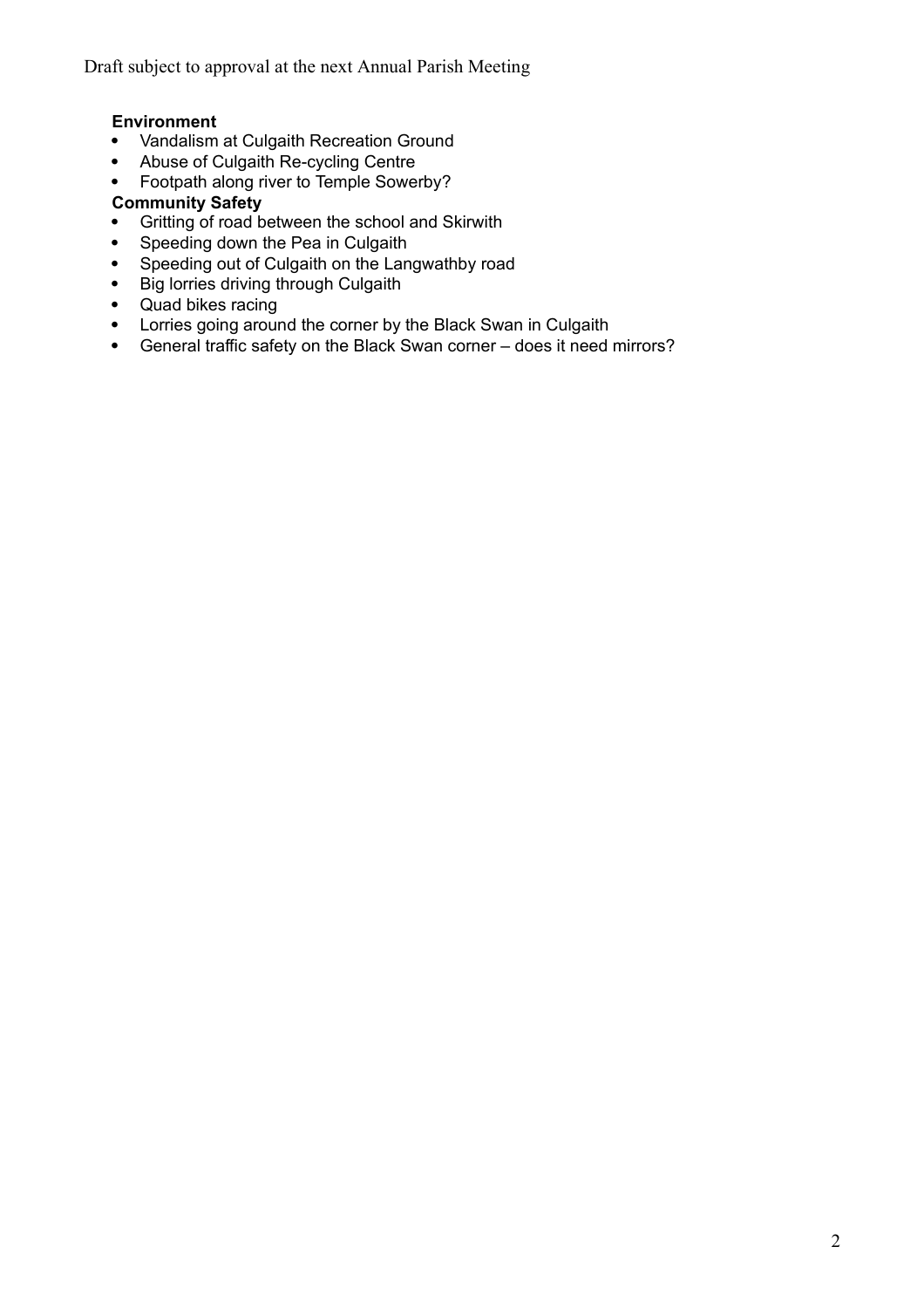Draft subject to approval at the next Annual Parish Meeting

**Environment**

- Vandalism at Culgaith Recreation Ground
- Abuse of Culgaith Re-cycling Centre
- Footpath along river to Temple Sowerby?

**Community Safety**

- Gritting of road between the school and Skirwith
- Speeding down the Pea in Culgaith
- Speeding out of Culgaith on the Langwathby road
- Big lorries driving through Culgaith
- Quad bikes racing
- Lorries going around the corner by the Black Swan in Culgaith
- General traffic safety on the Black Swan corner – does it need mirrors?